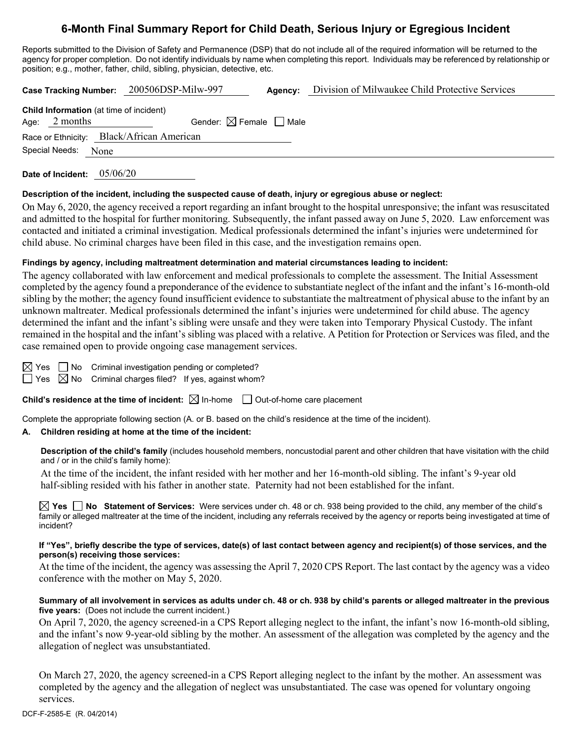# 6-Month Final Summary Report for Child Death, Serious Injury or Egregious Incident

Reports submitted to the Division of Safety and Permanence (DSP) that do not include all of the required information will be returned to the agency for proper completion. Do not identify individuals by name when completing this report. Individuals may be referenced by relationship or position; e.g., mother, father, child, sibling, physician, detective, etc.

**Case Tracking Number:** 200506DSP-Milw-997 **Agency:** Division of Milwaukee Child Protective Services

**Child Information** (at time of incident)

Age: 2 months Gender: ☒ Female ☐ Male

Race or Ethnicity: Black/African American

Special Needs: None

**Date of Incident:** 05/06/20

**Description of the incident, including the suspected cause of death, injury or egregious abuse or neglect:**

On May 6, 2020, the agency received a report regarding an infant brought to the hospital unresponsive; the infant was resuscitated and admitted to the hospital for further monitoring. Subsequently, the infant passed away on June 5, 2020. Law enforcement was contacted and initiated a criminal investigation. Medical professionals determined the infant's injuries were undetermined for child abuse. No criminal charges have been filed in this case, and the investigation remains open.

**Findings by agency, including maltreatment determination and material circumstances leading to incident:**

The agency collaborated with law enforcement and medical professionals to complete the assessment. The Initial Assessment completed by the agency found a preponderance of the evidence to substantiate neglect of the infant and the infant's 16-month-old sibling by the mother; the agency found insufficient evidence to substantiate the maltreatment of physical abuse to the infant by an unknown maltreater. Medical professionals determined the infant's injuries were undetermined for child abuse. The agency determined the infant and the infant's sibling were unsafe and they were taken into Temporary Physical Custody. The infant remained in the hospital and the infant's sibling was placed with a relative. A Petition for Protection or Services was filed, and the case remained open to provide ongoing case management services.

☒ Yes ☐ No Criminal investigation pending or completed?

☐ Yes ☒ No Criminal charges filed? If yes, against whom?

**Child's residence at the time of incident:** ☒ In-home ☐ Out-of-home care placement

Complete the appropriate following section (A. or B. based on the child's residence at the time of the incident).

**A. Children residing at home at the time of the incident:**

**Description of the child's family** (includes household members, noncustodial parent and other children that have visitation with the child and / or in the child's family home):

At the time of the incident, the infant resided with her mother and her 16-month-old sibling. The infant's 9-year old half-sibling resided with his father in another state. Paternity had not been established for the infant.

☒ **Yes** ☐ **No Statement of Services:** Were services under ch. 48 or ch. 938 being provided to the child, any member of the child's family or alleged maltreater at the time of the incident, including any referrals received by the agency or reports being investigated at time of incident?

**If "Yes", briefly describe the type of services, date(s) of last contact between agency and recipient(s) of those services, and the person(s) receiving those services:**

At the time of the incident, the agency was assessing the April 7, 2020 CPS Report. The last contact by the agency was a video conference with the mother on May 5, 2020.

**Summary of all involvement in services as adults under ch. 48 or ch. 938 by child's parents or alleged maltreater in the previous five years:** (Does not include the current incident.)

On April 7, 2020, the agency screened-in a CPS Report alleging neglect to the infant, the infant's now 16-month-old sibling, and the infant's now 9-year-old sibling by the mother. An assessment of the allegation was completed by the agency and the allegation of neglect was unsubstantiated.

On March 27, 2020, the agency screened-in a CPS Report alleging neglect to the infant by the mother. An assessment was completed by the agency and the allegation of neglect was unsubstantiated. The case was opened for voluntary ongoing services.

DCF-F-2585-E (R. 04/2014)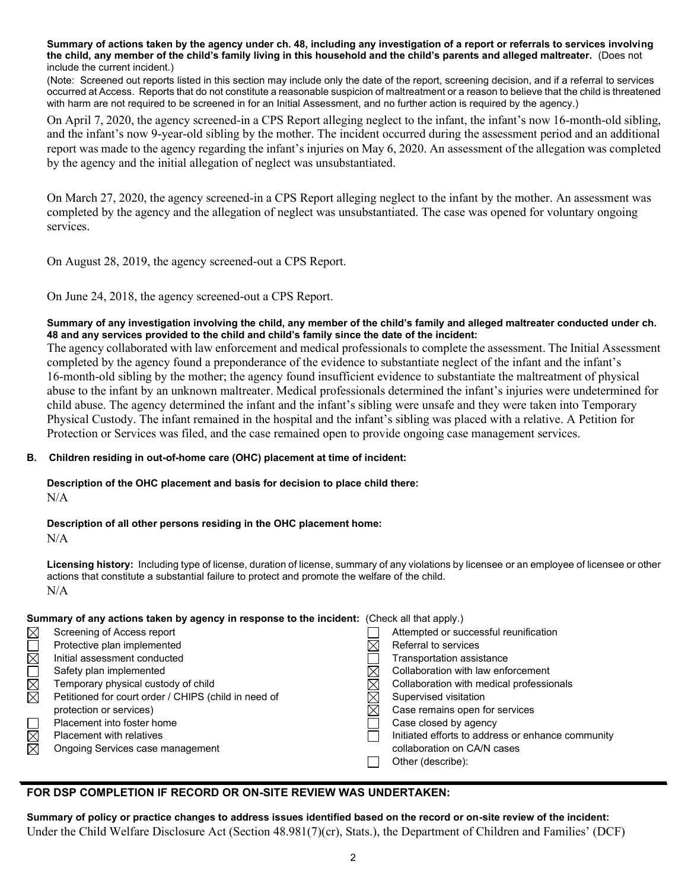**Summary of actions taken by the agency under ch. 48, including any investigation of a report or referrals to services involving the child, any member of the child's family living in this household and the child's parents and alleged maltreater.** (Does not include the current incident.)

(Note: Screened out reports listed in this section may include only the date of the report, screening decision, and if a referral to services occurred at Access. Reports that do not constitute a reasonable suspicion of maltreatment or a reason to believe that the child is threatened with harm are not required to be screened in for an Initial Assessment, and no further action is required by the agency.)

On April 7, 2020, the agency screened-in a CPS Report alleging neglect to the infant, the infant's now 16-month-old sibling, and the infant's now 9-year-old sibling by the mother. The incident occurred during the assessment period and an additional report was made to the agency regarding the infant's injuries on May 6, 2020. An assessment of the allegation was completed by the agency and the initial allegation of neglect was unsubstantiated.

On March 27, 2020, the agency screened-in a CPS Report alleging neglect to the infant by the mother. An assessment was completed by the agency and the allegation of neglect was unsubstantiated. The case was opened for voluntary ongoing services.

On August 28, 2019, the agency screened-out a CPS Report.

On June 24, 2018, the agency screened-out a CPS Report.

**Summary of any investigation involving the child, any member of the child's family and alleged maltreater conducted under ch. 48 and any services provided to the child and child's family since the date of the incident:**

The agency collaborated with law enforcement and medical professionals to complete the assessment. The Initial Assessment completed by the agency found a preponderance of the evidence to substantiate neglect of the infant and the infant's 16-month-old sibling by the mother; the agency found insufficient evidence to substantiate the maltreatment of physical abuse to the infant by an unknown maltreater. Medical professionals determined the infant's injuries were undetermined for child abuse. The agency determined the infant and the infant's sibling were unsafe and they were taken into Temporary Physical Custody. The infant remained in the hospital and the infant's sibling was placed with a relative. A Petition for Protection or Services was filed, and the case remained open to provide ongoing case management services.

**B. Children residing in out-of-home care (OHC) placement at time of incident:**

**Description of the OHC placement and basis for decision to place child there:**

N/A

**Description of all other persons residing in the OHC placement home:**

N/A

**Licensing history:** Including type of license, duration of license, summary of any violations by licensee or an employee of licensee or other actions that constitute a substantial failure to protect and promote the welfare of the child.

N/A

**Summary of any actions taken by agency in response to the incident:** (Check all that apply.)

| | | | |
|---|---|---|---|
| ☒ | Screening of Access report | ☐ | Attempted or successful reunification |
| ☐ | Protective plan implemented | ☒ | Referral to services |
| ☒ | Initial assessment conducted | ☐ | Transportation assistance |
| ☐ | Safety plan implemented | ☒ | Collaboration with law enforcement |
| ☒ | Temporary physical custody of child | ☒ | Collaboration with medical professionals |
| ☒ | Petitioned for court order / CHIPS (child in need of protection or services) | ☒ | Supervised visitation |
| | | ☒ | Case remains open for services |
| ☐ | Placement into foster home | ☐ | Case closed by agency |
| ☒ | Placement with relatives | ☐ | Initiated efforts to address or enhance community collaboration on CA/N cases |
| ☒ | Ongoing Services case management | ☐ | Other (describe): |

## FOR DSP COMPLETION IF RECORD OR ON-SITE REVIEW WAS UNDERTAKEN:

**Summary of policy or practice changes to address issues identified based on the record or on-site review of the incident:**

Under the Child Welfare Disclosure Act (Section 48.981(7)(cr), Stats.), the Department of Children and Families' (DCF)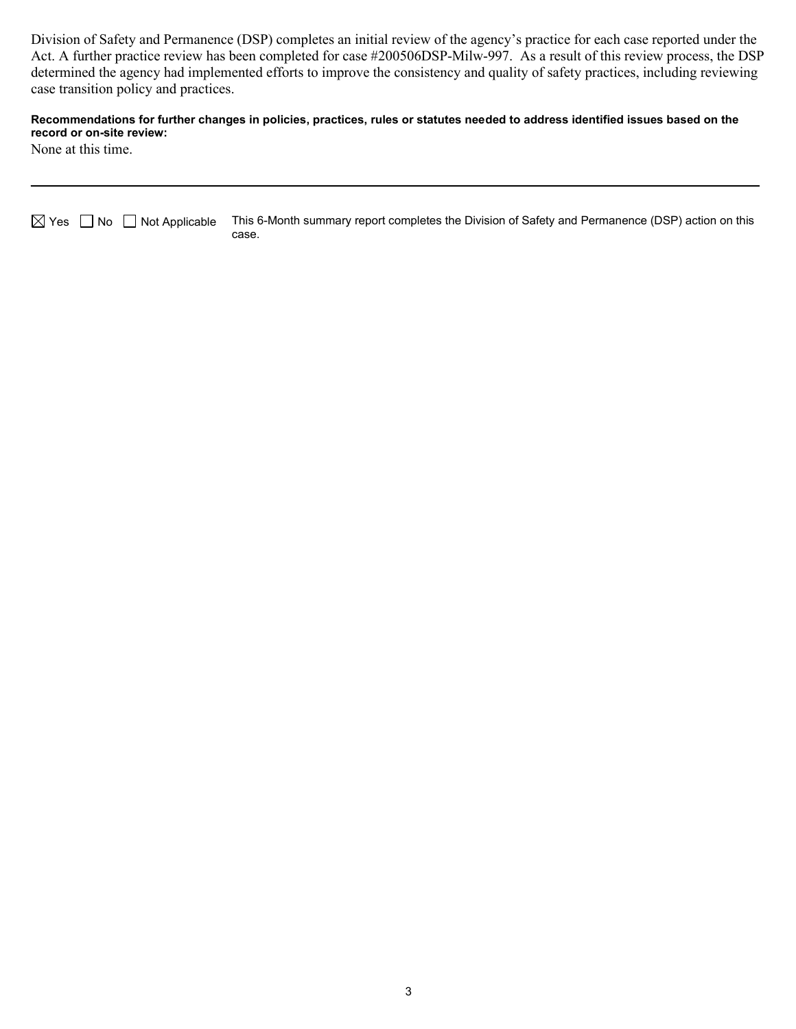Division of Safety and Permanence (DSP) completes an initial review of the agency's practice for each case reported under the Act. A further practice review has been completed for case #200506DSP-Milw-997. As a result of this review process, the DSP determined the agency had implemented efforts to improve the consistency and quality of safety practices, including reviewing case transition policy and practices.

**Recommendations for further changes in policies, practices, rules or statutes needed to address identified issues based on the record or on-site review:**

None at this time.

---

☒ Yes ☐ No ☐ Not Applicable This 6-Month summary report completes the Division of Safety and Permanence (DSP) action on this case.